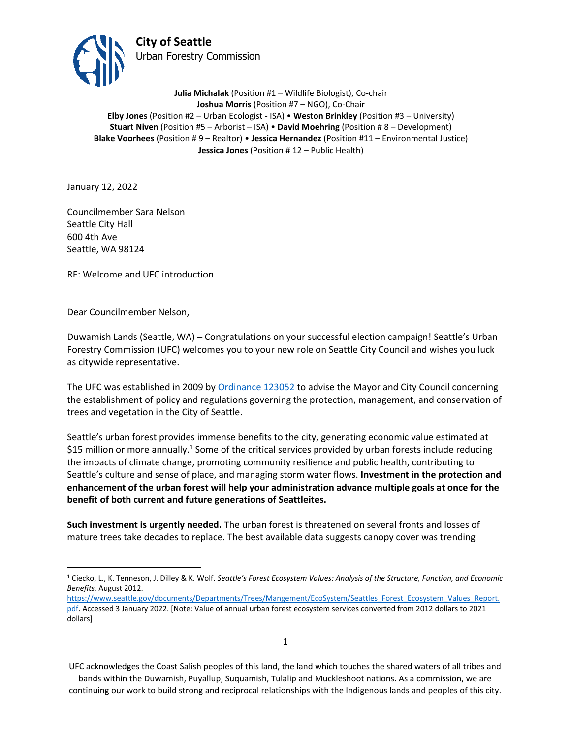# City of Seattle
Urban Forestry Commission

**Julia Michalak** (Position #1 – Wildlife Biologist), Co-chair
**Joshua Morris** (Position #7 – NGO), Co-Chair
**Elby Jones** (Position #2 – Urban Ecologist - ISA) • **Weston Brinkley** (Position #3 – University)
**Stuart Niven** (Position #5 – Arborist – ISA) • **David Moehring** (Position # 8 – Development)
**Blake Voorhees** (Position # 9 – Realtor) • **Jessica Hernandez** (Position #11 – Environmental Justice)
**Jessica Jones** (Position # 12 – Public Health)

January 12, 2022

Councilmember Sara Nelson
Seattle City Hall
600 4th Ave
Seattle, WA 98124

RE: Welcome and UFC introduction

Dear Councilmember Nelson,

Duwamish Lands (Seattle, WA) – Congratulations on your successful election campaign! Seattle's Urban Forestry Commission (UFC) welcomes you to your new role on Seattle City Council and wishes you luck as citywide representative.

The UFC was established in 2009 by Ordinance 123052 to advise the Mayor and City Council concerning the establishment of policy and regulations governing the protection, management, and conservation of trees and vegetation in the City of Seattle.

Seattle's urban forest provides immense benefits to the city, generating economic value estimated at $15 million or more annually.[1] Some of the critical services provided by urban forests include reducing the impacts of climate change, promoting community resilience and public health, contributing to Seattle's culture and sense of place, and managing storm water flows. **Investment in the protection and enhancement of the urban forest will help your administration advance multiple goals at once for the benefit of both current and future generations of Seattleites.**

**Such investment is urgently needed.** The urban forest is threatened on several fronts and losses of mature trees take decades to replace. The best available data suggests canopy cover was trending

[1] Ciecko, L., K. Tenneson, J. Dilley & K. Wolf. *Seattle's Forest Ecosystem Values: Analysis of the Structure, Function, and Economic Benefits.* August 2012. https://www.seattle.gov/documents/Departments/Trees/Mangement/EcoSystem/Seattles_Forest_Ecosystem_Values_Report.pdf. Accessed 3 January 2022. [Note: Value of annual urban forest ecosystem services converted from 2012 dollars to 2021 dollars]

UFC acknowledges the Coast Salish peoples of this land, the land which touches the shared waters of all tribes and bands within the Duwamish, Puyallup, Suquamish, Tulalip and Muckleshoot nations. As a commission, we are continuing our work to build strong and reciprocal relationships with the Indigenous lands and peoples of this city.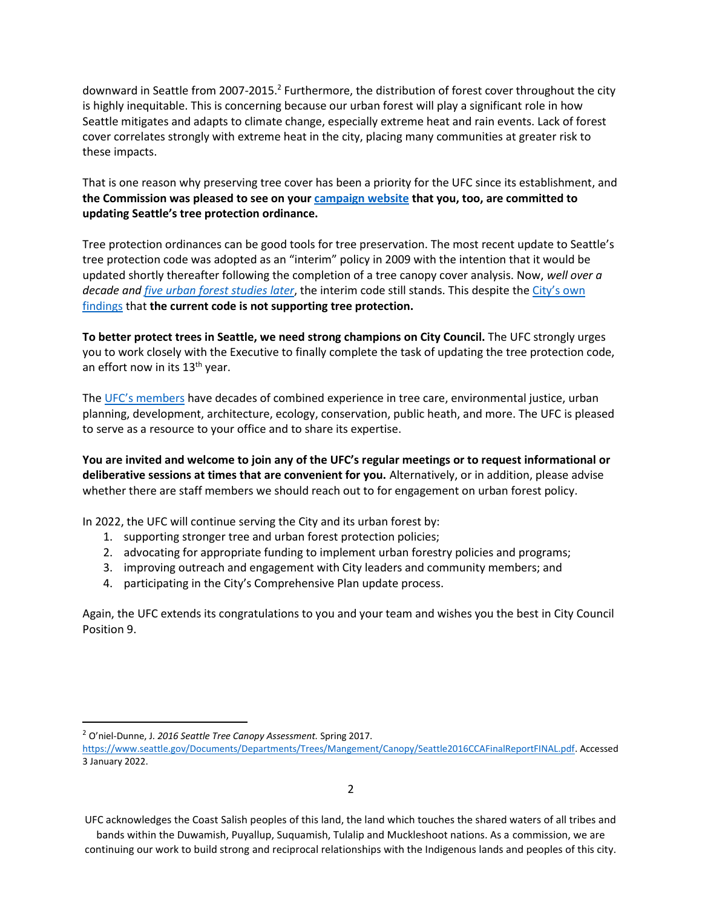downward in Seattle from 2007-2015.[2] Furthermore, the distribution of forest cover throughout the city is highly inequitable. This is concerning because our urban forest will play a significant role in how Seattle mitigates and adapts to climate change, especially extreme heat and rain events. Lack of forest cover correlates strongly with extreme heat in the city, placing many communities at greater risk to these impacts.

That is one reason why preserving tree cover has been a priority for the UFC since its establishment, and **the Commission was pleased to see on your campaign website that you, too, are committed to updating Seattle's tree protection ordinance.**

Tree protection ordinances can be good tools for tree preservation. The most recent update to Seattle's tree protection code was adopted as an "interim" policy in 2009 with the intention that it would be updated shortly thereafter following the completion of a tree canopy cover analysis. Now, *well over a decade and five urban forest studies later*, the interim code still stands. This despite the City's own findings that **the current code is not supporting tree protection.**

**To better protect trees in Seattle, we need strong champions on City Council.** The UFC strongly urges you to work closely with the Executive to finally complete the task of updating the tree protection code, an effort now in its 13th year.

The UFC's members have decades of combined experience in tree care, environmental justice, urban planning, development, architecture, ecology, conservation, public heath, and more. The UFC is pleased to serve as a resource to your office and to share its expertise.

**You are invited and welcome to join any of the UFC's regular meetings or to request informational or deliberative sessions at times that are convenient for you.** Alternatively, or in addition, please advise whether there are staff members we should reach out to for engagement on urban forest policy.

In 2022, the UFC will continue serving the City and its urban forest by:

1. supporting stronger tree and urban forest protection policies;
2. advocating for appropriate funding to implement urban forestry policies and programs;
3. improving outreach and engagement with City leaders and community members; and
4. participating in the City's Comprehensive Plan update process.

Again, the UFC extends its congratulations to you and your team and wishes you the best in City Council Position 9.

---

[2] O'niel-Dunne, J. *2016 Seattle Tree Canopy Assessment.* Spring 2017. https://www.seattle.gov/Documents/Departments/Trees/Mangement/Canopy/Seattle2016CCAFinalReportFINAL.pdf. Accessed 3 January 2022.

UFC acknowledges the Coast Salish peoples of this land, the land which touches the shared waters of all tribes and bands within the Duwamish, Puyallup, Suquamish, Tulalip and Muckleshoot nations. As a commission, we are continuing our work to build strong and reciprocal relationships with the Indigenous lands and peoples of this city.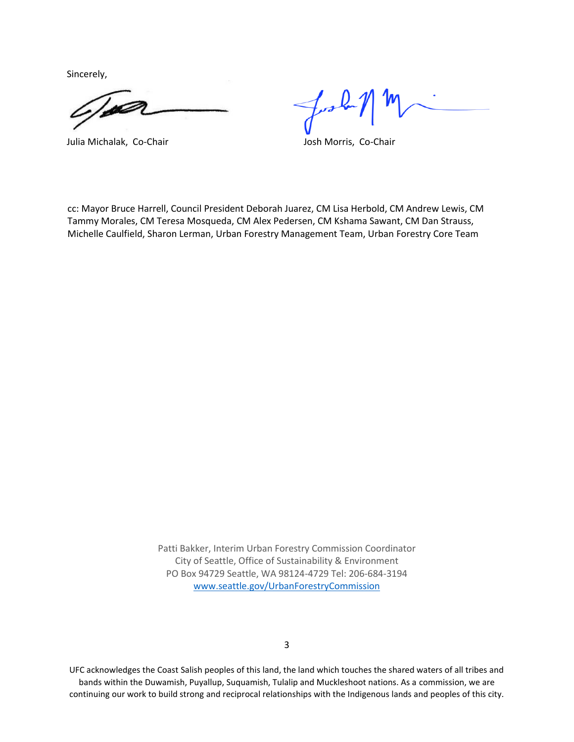Sincerely,

Julia Michalak, Co-Chair

Josh Morris, Co-Chair

cc: Mayor Bruce Harrell, Council President Deborah Juarez, CM Lisa Herbold, CM Andrew Lewis, CM Tammy Morales, CM Teresa Mosqueda, CM Alex Pedersen, CM Kshama Sawant, CM Dan Strauss, Michelle Caulfield, Sharon Lerman, Urban Forestry Management Team, Urban Forestry Core Team

Patti Bakker, Interim Urban Forestry Commission Coordinator
City of Seattle, Office of Sustainability & Environment
PO Box 94729 Seattle, WA 98124-4729 Tel: 206-684-3194
www.seattle.gov/UrbanForestryCommission

UFC acknowledges the Coast Salish peoples of this land, the land which touches the shared waters of all tribes and bands within the Duwamish, Puyallup, Suquamish, Tulalip and Muckleshoot nations. As a commission, we are continuing our work to build strong and reciprocal relationships with the Indigenous lands and peoples of this city.